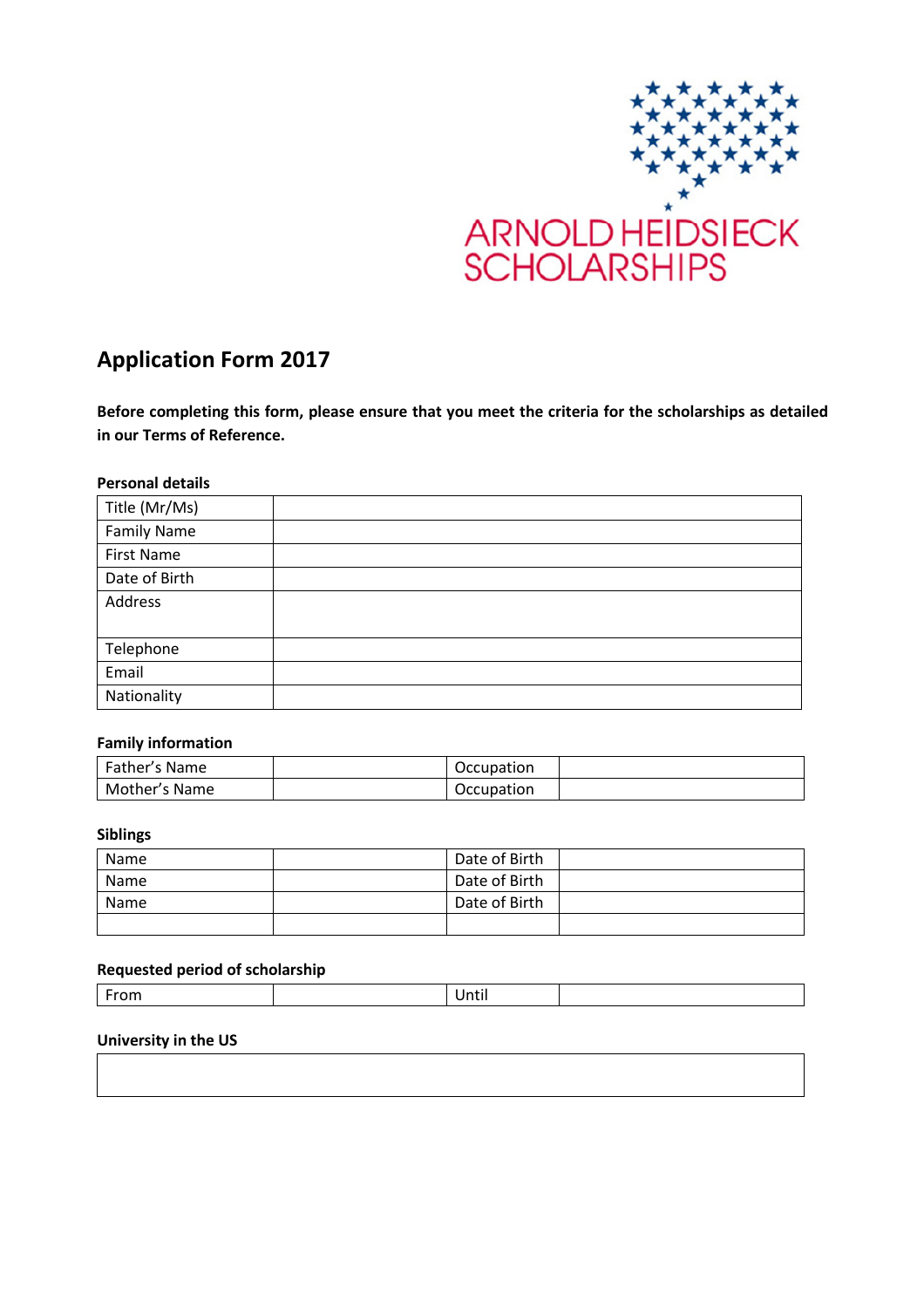ARNOLD HEIDSIECK SCHOLARSHIPS

## Application Form 2017

**Before completing this form, please ensure that you meet the criteria for the scholarships as detailed in our Terms of Reference.**

**Personal details**

| | |
|---|---|
| Title (Mr/Ms) | |
| Family Name | |
| First Name | |
| Date of Birth | |
| Address | |
| Telephone | |
| Email | |
| Nationality | |

**Family information**

| | | | |
|---|---|---|---|
| Father's Name | | Occupation | |
| Mother's Name | | Occupation | |

**Siblings**

| | | | |
|---|---|---|---|
| Name | | Date of Birth | |
| Name | | Date of Birth | |
| Name | | Date of Birth | |
| | | | |

**Requested period of scholarship**

| | | | |
|---|---|---|---|
| From | | Until | |

**University in the US**

| |
|---|
| |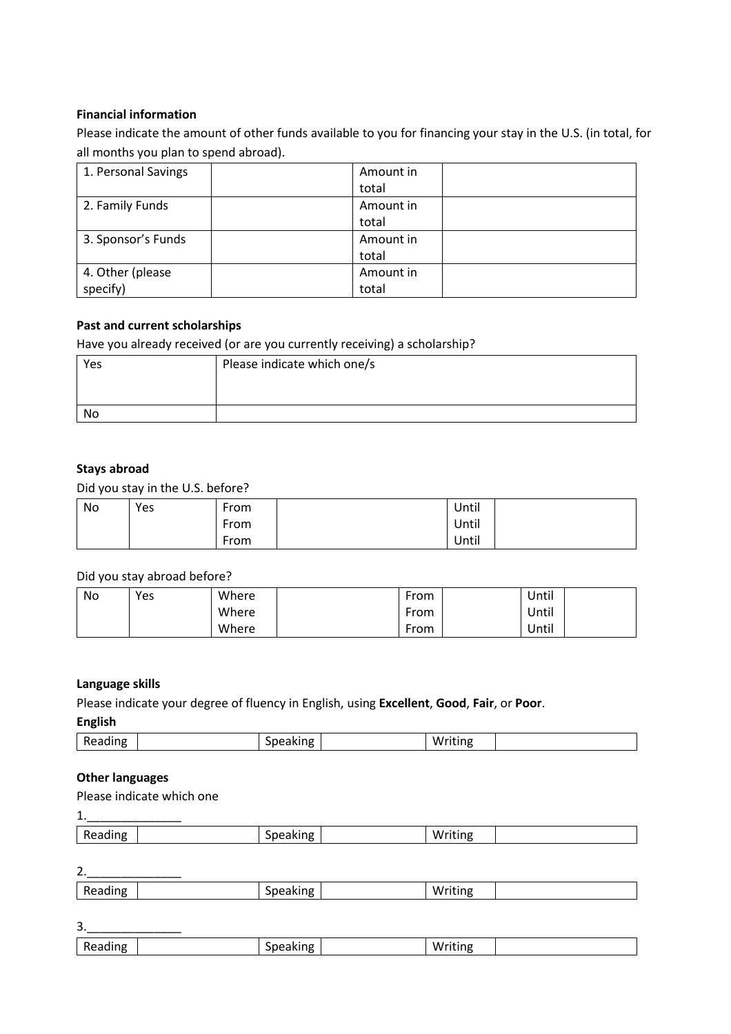**Financial information**

Please indicate the amount of other funds available to you for financing your stay in the U.S. (in total, for all months you plan to spend abroad).

| 1. Personal Savings | | Amount in total | |
|---|---|---|---|
| 2. Family Funds | | Amount in total | |
| 3. Sponsor's Funds | | Amount in total | |
| 4. Other (please specify) | | Amount in total | |

**Past and current scholarships**

Have you already received (or are you currently receiving) a scholarship?

| Yes | Please indicate which one/s |
|---|---|
| No | |

**Stays abroad**

Did you stay in the U.S. before?

| No | Yes | From | | Until | |
|---|---|---|---|---|---|
| | | From | | Until | |
| | | From | | Until | |

Did you stay abroad before?

| No | Yes | Where | | From | | Until | |
|---|---|---|---|---|---|---|---|
| | | Where | | From | | Until | |
| | | Where | | From | | Until | |

**Language skills**

Please indicate your degree of fluency in English, using **Excellent**, **Good**, **Fair**, or **Poor**.

**English**

| Reading | | Speaking | | Writing | |
|---|---|---|---|---|---|

**Other languages**

Please indicate which one

1.______________

| Reading | | Speaking | | Writing | |
|---|---|---|---|---|---|

2.______________

| Reading | | Speaking | | Writing | |
|---|---|---|---|---|---|

3.______________

| Reading | | Speaking | | Writing | |
|---|---|---|---|---|---|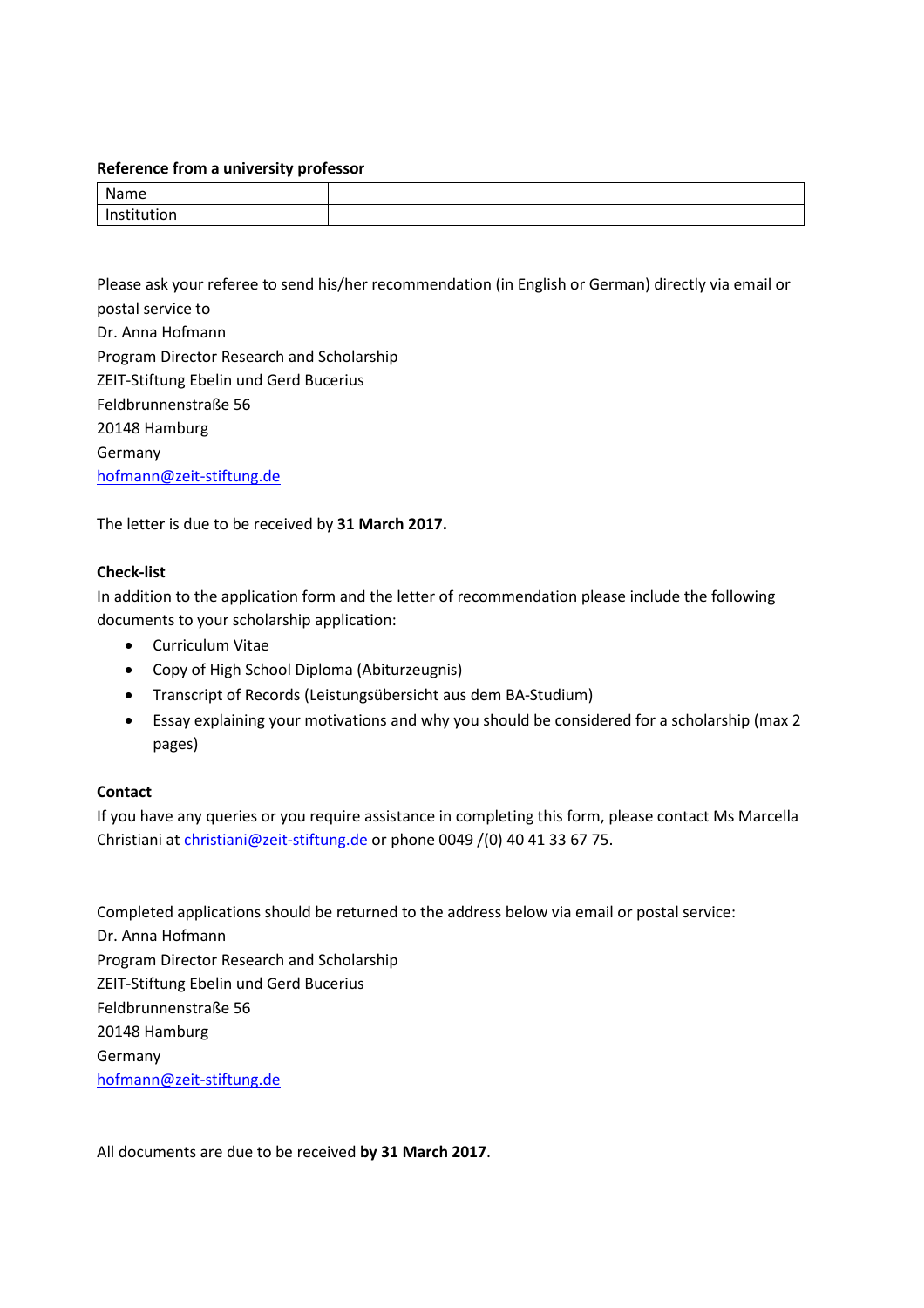**Reference from a university professor**

| | |
|---|---|
| Name | |
| Institution | |

Please ask your referee to send his/her recommendation (in English or German) directly via email or postal service to
Dr. Anna Hofmann
Program Director Research and Scholarship
ZEIT-Stiftung Ebelin und Gerd Bucerius
Feldbrunnenstraße 56
20148 Hamburg
Germany
hofmann@zeit-stiftung.de

The letter is due to be received by **31 March 2017.**

**Check-list**

In addition to the application form and the letter of recommendation please include the following documents to your scholarship application:

- Curriculum Vitae
- Copy of High School Diploma (Abiturzeugnis)
- Transcript of Records (Leistungsübersicht aus dem BA-Studium)
- Essay explaining your motivations and why you should be considered for a scholarship (max 2 pages)

**Contact**

If you have any queries or you require assistance in completing this form, please contact Ms Marcella Christiani at christiani@zeit-stiftung.de or phone 0049 /(0) 40 41 33 67 75.

Completed applications should be returned to the address below via email or postal service:
Dr. Anna Hofmann
Program Director Research and Scholarship
ZEIT-Stiftung Ebelin und Gerd Bucerius
Feldbrunnenstraße 56
20148 Hamburg
Germany
hofmann@zeit-stiftung.de

All documents are due to be received **by 31 March 2017**.